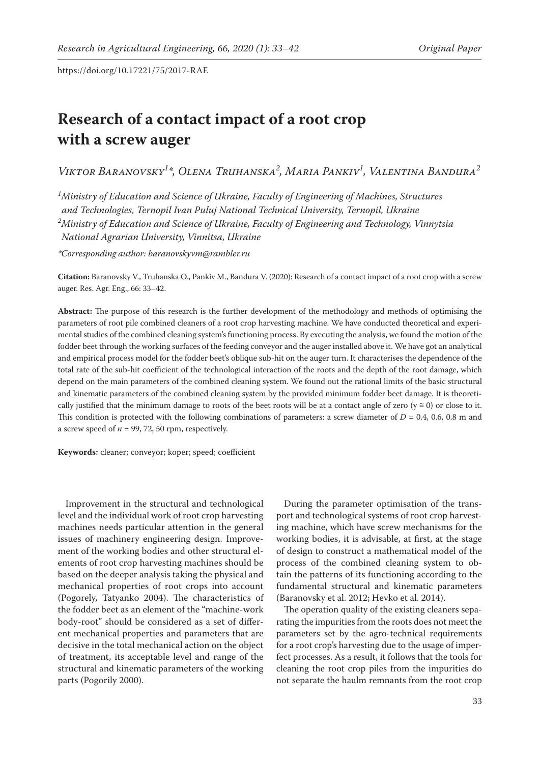https://doi.org/10.17221/75/2017-RAE

# Research of a contact impact of a root crop with a screw auger

*Viktor Baranovsky[1]\*, Olena Truhanska[2], Maria Pankiv[1], Valentina Bandura[2]*

*[1]Ministry of Education and Science of Ukraine, Faculty of Engineering of Machines, Structures and Technologies, Ternopil Ivan Puluj National Technical University, Ternopil, Ukraine*
*[2]Ministry of Education and Science of Ukraine, Faculty of Engineering and Technology, Vinnytsia National Agrarian University, Vinnitsa, Ukraine*

*\*Corresponding author: baranovskyvm@rambler.ru*

**Citation:** Baranovsky V., Truhanska O., Pankiv M., Bandura V. (2020): Research of a contact impact of a root crop with a screw auger. Res. Agr. Eng., 66: 33–42.

**Abstract:** The purpose of this research is the further development of the methodology and methods of optimising the parameters of root pile combined cleaners of a root crop harvesting machine. We have conducted theoretical and experimental studies of the combined cleaning system's functioning process. By executing the analysis, we found the motion of the fodder beet through the working surfaces of the feeding conveyor and the auger installed above it. We have got an analytical and empirical process model for the fodder beet's oblique sub-hit on the auger turn. It characterises the dependence of the total rate of the sub-hit coefficient of the technological interaction of the roots and the depth of the root damage, which depend on the main parameters of the combined cleaning system. We found out the rational limits of the basic structural and kinematic parameters of the combined cleaning system by the provided minimum fodder beet damage. It is theoretically justified that the minimum damage to roots of the beet roots will be at a contact angle of zero ($\gamma \cong 0$) or close to it. This condition is protected with the following combinations of parameters: a screw diameter of $D$ = 0.4, 0.6, 0.8 m and a screw speed of $n$ = 99, 72, 50 rpm, respectively.

**Keywords:** cleaner; conveyor; koper; speed; coefficient

Improvement in the structural and technological level and the individual work of root crop harvesting machines needs particular attention in the general issues of machinery engineering design. Improvement of the working bodies and other structural elements of root crop harvesting machines should be based on the deeper analysis taking the physical and mechanical properties of root crops into account (Pogorely, Tatyanko 2004). The characteristics of the fodder beet as an element of the "machine-work body-root" should be considered as a set of different mechanical properties and parameters that are decisive in the total mechanical action on the object of treatment, its acceptable level and range of the structural and kinematic parameters of the working parts (Pogorily 2000).

During the parameter optimisation of the transport and technological systems of root crop harvesting machine, which have screw mechanisms for the working bodies, it is advisable, at first, at the stage of design to construct a mathematical model of the process of the combined cleaning system to obtain the patterns of its functioning according to the fundamental structural and kinematic parameters (Baranovsky et al. 2012; Hevko et al. 2014).

The operation quality of the existing cleaners separating the impurities from the roots does not meet the parameters set by the agro-technical requirements for a root crop's harvesting due to the usage of imperfect processes. As a result, it follows that the tools for cleaning the root crop piles from the impurities do not separate the haulm remnants from the root crop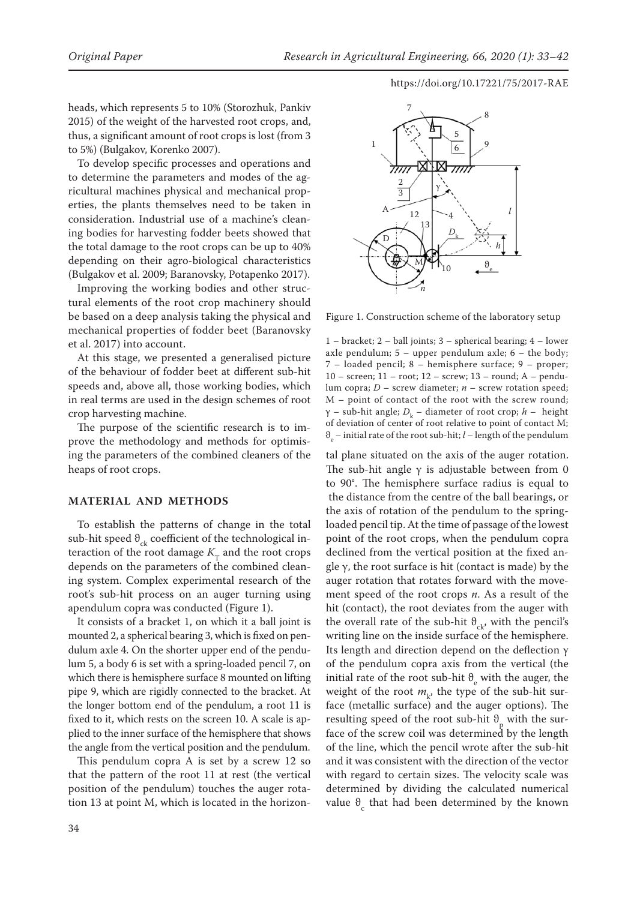heads, which represents 5 to 10% (Storozhuk, Pankiv 2015) of the weight of the harvested root crops, and, thus, a significant amount of root crops is lost (from 3 to 5%) (Bulgakov, Korenko 2007).

To develop specific processes and operations and to determine the parameters and modes of the agricultural machines physical and mechanical properties, the plants themselves need to be taken in consideration. Industrial use of a machine's cleaning bodies for harvesting fodder beets showed that the total damage to the root crops can be up to 40% depending on their agro-biological characteristics (Bulgakov et al. 2009; Baranovsky, Potapenko 2017).

Improving the working bodies and other structural elements of the root crop machinery should be based on a deep analysis taking the physical and mechanical properties of fodder beet (Baranovsky et al. 2017) into account.

At this stage, we presented a generalised picture of the behaviour of fodder beet at different sub-hit speeds and, above all, those working bodies, which in real terms are used in the design schemes of root crop harvesting machine.

The purpose of the scientific research is to improve the methodology and methods for optimising the parameters of the combined cleaners of the heaps of root crops.

## MATERIAL AND METHODS

To establish the patterns of change in the total sub-hit speed $\vartheta_{ck}$ coefficient of the technological interaction of the root damage $K_T$ and the root crops depends on the parameters of the combined cleaning system. Complex experimental research of the root's sub-hit process on an auger turning using apendulum copra was conducted (Figure 1).

It consists of a bracket 1, on which it a ball joint is mounted 2, a spherical bearing 3, which is fixed on pendulum axle 4. On the shorter upper end of the pendulum 5, a body 6 is set with a spring-loaded pencil 7, on which there is hemisphere surface 8 mounted on lifting pipe 9, which are rigidly connected to the bracket. At the longer bottom end of the pendulum, a root 11 is fixed to it, which rests on the screen 10. A scale is applied to the inner surface of the hemisphere that shows the angle from the vertical position and the pendulum.

This pendulum copra A is set by a screw 12 so that the pattern of the root 11 at rest (the vertical position of the pendulum) touches the auger rotation 13 at point M, which is located in the horizontal plane situated on the axis of the auger rotation. The sub-hit angle γ is adjustable between from 0 to 90°. The hemisphere surface radius is equal to the distance from the centre of the ball bearings, or the axis of rotation of the pendulum to the spring-loaded pencil tip. At the time of passage of the lowest point of the root crops, when the pendulum copra declined from the vertical position at the fixed angle γ, the root surface is hit (contact is made) by the auger rotation that rotates forward with the movement speed of the root crops $n$. As a result of the hit (contact), the root deviates from the auger with the overall rate of the sub-hit $\vartheta_{ck}$, with the pencil's writing line on the inside surface of the hemisphere. Its length and direction depend on the deflection γ of the pendulum copra axis from the vertical (the initial rate of the root sub-hit $\vartheta_e$ with the auger, the weight of the root $m_k$, the type of the sub-hit surface (metallic surface) and the auger options). The resulting speed of the root sub-hit $\vartheta_p$ with the surface of the screw coil was determined by the length of the line, which the pencil wrote after the sub-hit and it was consistent with the direction of the vector with regard to certain sizes. The velocity scale was determined by dividing the calculated numerical value $\vartheta_c$ that had been determined by the known

Figure 1. Construction scheme of the laboratory setup

1 – bracket; 2 – ball joints; 3 – spherical bearing; 4 – lower axle pendulum; 5 – upper pendulum axle; 6 – the body; 7 – loaded pencil; 8 – hemisphere surface; 9 – proper; 10 – screen; 11 – root; 12 – screw; 13 – round; A – pendulum copra; $D$ – screw diameter; $n$ – screw rotation speed; M – point of contact of the root with the screw round; γ – sub-hit angle; $D_k$ – diameter of root crop; $h$ – height of deviation of center of root relative to point of contact M; $\vartheta_e$ – initial rate of the root sub-hit; $l$ – length of the pendulum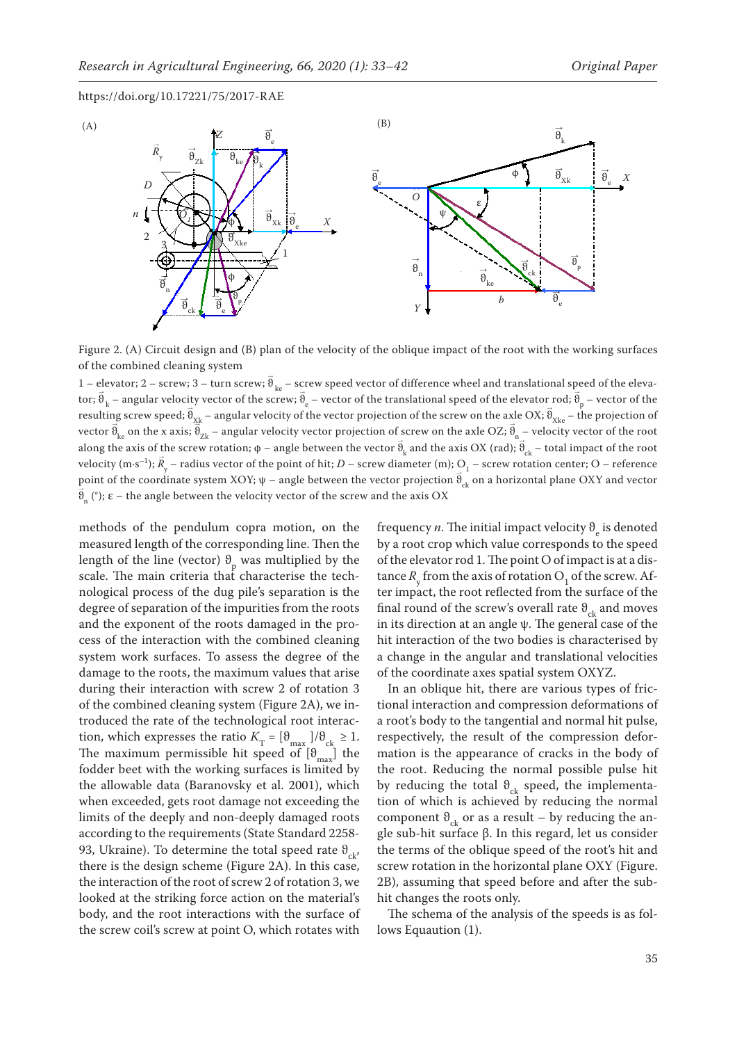https://doi.org/10.17221/75/2017-RAE

Figure 2. (A) Circuit design and (B) plan of the velocity of the oblique impact of the root with the working surfaces of the combined cleaning system

1 – elevator; 2 – screw; 3 – turn screw; $\vec{\vartheta}_{ke}$ – screw speed vector of difference wheel and translational speed of the elevator; $\vec{\vartheta}_{k}$ – angular velocity vector of the screw; $\vec{\vartheta}_{e}$ – vector of the translational speed of the elevator rod; $\vec{\vartheta}_{p}$ – vector of the resulting screw speed; $\vec{\vartheta}_{Xk}$ – angular velocity of the vector projection of the screw on the axle OX; $\vec{\vartheta}_{Xke}$ – the projection of vector $\vec{\vartheta}_{ke}$ on the x axis; $\vec{\vartheta}_{Zk}$ – angular velocity vector projection of screw on the axle OZ; $\vec{\vartheta}_{n}$ – velocity vector of the root along the axis of the screw rotation; φ – angle between the vector $\vec{\vartheta}_{k}$ and the axis OX (rad); $\vec{\vartheta}_{ck}$ – total impact of the root velocity (m·s$^{-1}$); $\vec{R}_{y}$ – radius vector of the point of hit; $D$ – screw diameter (m); $O_1$ – screw rotation center; O – reference point of the coordinate system XOY; ψ – angle between the vector projection $\vec{\vartheta}_{ck}$ on a horizontal plane OXY and vector $\vec{\vartheta}_{n}$ (°); ε – the angle between the velocity vector of the screw and the axis OX

methods of the pendulum copra motion, on the measured length of the corresponding line. Then the length of the line (vector) $\vartheta_p$ was multiplied by the scale. The main criteria that characterise the technological process of the dug pile's separation is the degree of separation of the impurities from the roots and the exponent of the roots damaged in the process of the interaction with the combined cleaning system work surfaces. To assess the degree of the damage to the roots, the maximum values that arise during their interaction with screw 2 of rotation 3 of the combined cleaning system (Figure 2A), we introduced the rate of the technological root interaction, which expresses the ratio $K_T = [\vartheta_{max}]/\vartheta_{ck} \geq 1$. The maximum permissible hit speed of $[\vartheta_{max}]$ the fodder beet with the working surfaces is limited by the allowable data (Baranovsky et al. 2001), which when exceeded, gets root damage not exceeding the limits of the deeply and non-deeply damaged roots according to the requirements (State Standard 2258-93, Ukraine). To determine the total speed rate $\vartheta_{ck}$, there is the design scheme (Figure 2A). In this case, the interaction of the root of screw 2 of rotation 3, we looked at the striking force action on the material's body, and the root interactions with the surface of the screw coil's screw at point O, which rotates with frequency $n$. The initial impact velocity $\vartheta_e$ is denoted by a root crop which value corresponds to the speed of the elevator rod 1. The point O of impact is at a distance $R_y$ from the axis of rotation $O_1$ of the screw. After impact, the root reflected from the surface of the final round of the screw's overall rate $\vartheta_{ck}$ and moves in its direction at an angle ψ. The general case of the hit interaction of the two bodies is characterised by a change in the angular and translational velocities of the coordinate axes spatial system OXYZ.

In an oblique hit, there are various types of frictional interaction and compression deformations of a root's body to the tangential and normal hit pulse, respectively, the result of the compression deformation is the appearance of cracks in the body of the root. Reducing the normal possible pulse hit by reducing the total $\vartheta_{ck}$ speed, the implementation of which is achieved by reducing the normal component $\vartheta_{ck}$ or as a result – by reducing the angle sub-hit surface β. In this regard, let us consider the terms of the oblique speed of the root's hit and screw rotation in the horizontal plane OXY (Figure. 2B), assuming that speed before and after the sub-hit changes the roots only.

The schema of the analysis of the speeds is as follows Equaution (1).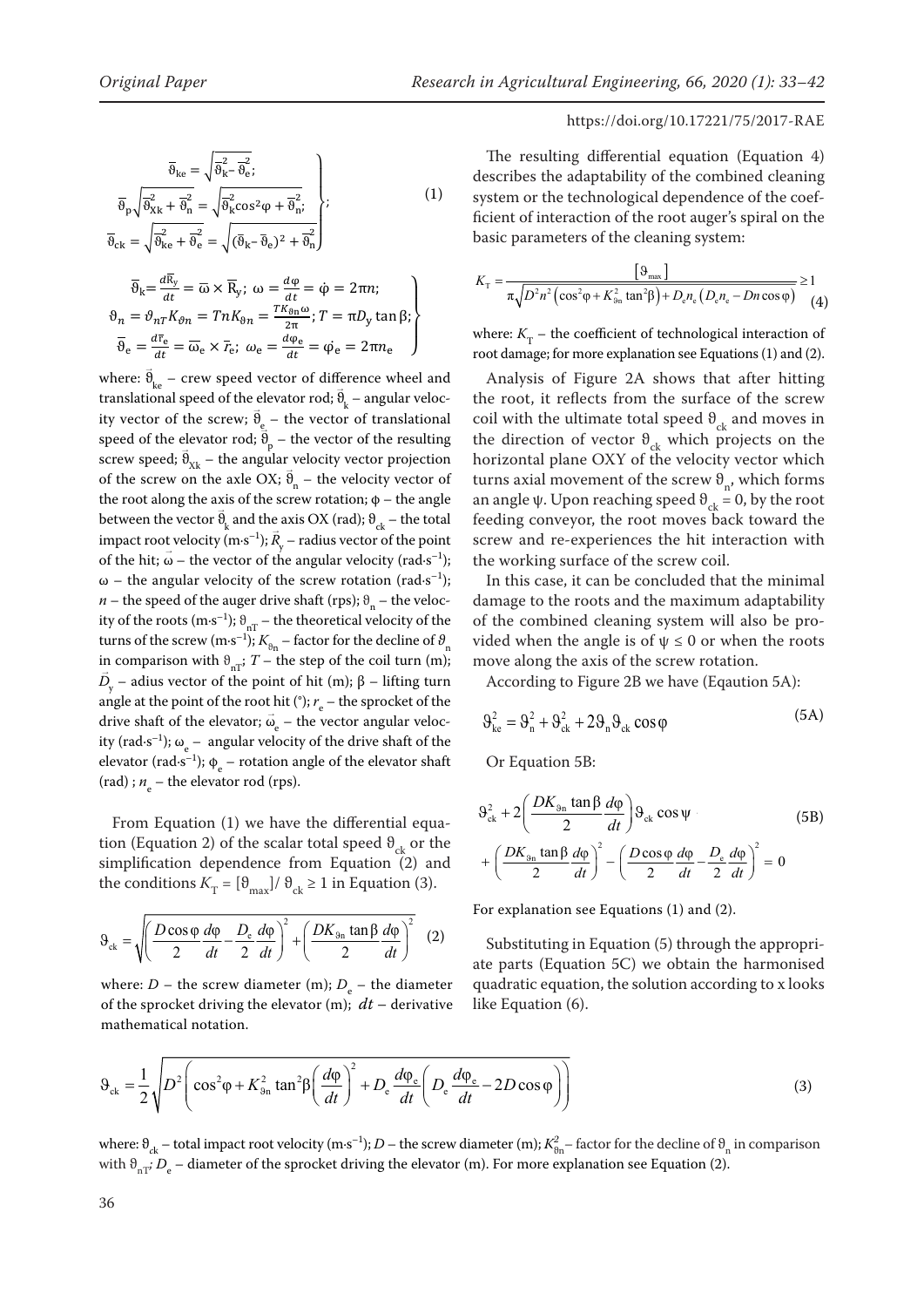$$\left.\begin{aligned}
\bar{\vartheta}_{ke} &= \sqrt{\bar{\vartheta}_k^2 - \bar{\vartheta}_e^2}; \\
\bar{\vartheta}_p \sqrt{\bar{\vartheta}_{Xk}^2 + \bar{\vartheta}_n^2} &= \sqrt{\bar{\vartheta}_k^2 \cos^2\varphi + \bar{\vartheta}_n^2}; \\
\bar{\vartheta}_{ck} = \sqrt{\bar{\vartheta}_{ke}^2 + \bar{\vartheta}_e^2} &= \sqrt{(\bar{\vartheta}_k - \bar{\vartheta}_e)^2 + \bar{\vartheta}_n^2}
\end{aligned}\right\}; \tag{1}$$

$$\left.\begin{aligned}
&\bar{\vartheta}_k = \frac{d\bar{R}_y}{dt} = \bar{\omega} \times \bar{R}_y;\ \omega = \frac{d\varphi}{dt} = \dot{\varphi} = 2\pi n; \\
&\vartheta_n = \vartheta_{nT} K_{\vartheta n} = T n K_{\vartheta n} = \frac{T K_{\vartheta n} \omega}{2\pi};\ T = \pi D_y \tan\beta; \\
&\bar{\vartheta}_e = \frac{d\bar{r}_e}{dt} = \bar{\omega}_e \times \bar{r}_e;\ \omega_e = \frac{d\varphi_e}{dt} = \dot{\varphi}_e = 2\pi n_e
\end{aligned}\right\}$$

where: $\vec{\vartheta}_{ke}$ – crew speed vector of difference wheel and translational speed of the elevator rod; $\vec{\vartheta}_k$ – angular velocity vector of the screw; $\vec{\vartheta}_e$ – the vector of translational speed of the elevator rod; $\vec{\vartheta}_p$ – the vector of the resulting screw speed; $\vec{\vartheta}_{Xk}$ – the angular velocity vector projection of the screw on the axle OX; $\vec{\vartheta}_n$ – the velocity vector of the root along the axis of the screw rotation; $\varphi$ – the angle between the vector $\vec{\vartheta}_k$ and the axis OX (rad); $\vartheta_{ck}$ – the total impact root velocity ($m \cdot s^{-1}$); $\vec{R}_y$ – radius vector of the point of the hit; $\vec{\omega}$ – the vector of the angular velocity ($rad \cdot s^{-1}$); $\omega$ – the angular velocity of the screw rotation ($rad \cdot s^{-1}$); $n$ – the speed of the auger drive shaft (rps); $\vartheta_n$ – the velocity of the roots ($m \cdot s^{-1}$); $\vartheta_{nT}$ – the theoretical velocity of the turns of the screw ($m \cdot s^{-1}$); $K_{\vartheta n}$ – factor for the decline of $\vartheta_n$ in comparison with $\vartheta_{nT}$; $T$ – the step of the coil turn (m); $\vec{D}_y$ – adius vector of the point of hit (m); $\beta$ – lifting turn angle at the point of the root hit (°); $r_e$ – the sprocket of the drive shaft of the elevator; $\vec{\omega}_e$ – the vector angular velocity ($rad \cdot s^{-1}$); $\omega_e$ – angular velocity of the drive shaft of the elevator ($rad \cdot s^{-1}$); $\varphi_e$ – rotation angle of the elevator shaft (rad) ; $n_e$ – the elevator rod (rps).

From Equation (1) we have the differential equation (Equation 2) of the scalar total speed $\vartheta_{ck}$ or the simplification dependence from Equation (2) and the conditions $K_T = [\vartheta_{max}] / \vartheta_{ck} \geq 1$ in Equation (3).

$$\vartheta_{ck} = \sqrt{\left(\frac{D\cos\varphi}{2}\frac{d\varphi}{dt} - \frac{D_e}{2}\frac{d\varphi}{dt}\right)^2 + \left(\frac{DK_{\vartheta n}\tan\beta}{2}\frac{d\varphi}{dt}\right)^2} \tag{2}$$

where: $D$ – the screw diameter (m); $D_e$ – the diameter of the sprocket driving the elevator (m); $dt$ – derivative mathematical notation.

The resulting differential equation (Equation 4) describes the adaptability of the combined cleaning system or the technological dependence of the coefficient of interaction of the root auger's spiral on the basic parameters of the cleaning system:

$$K_T = \frac{[\vartheta_{max}]}{\pi\sqrt{D^2 n^2\left(\cos^2\varphi + K_{\vartheta n}^2 \tan^2\beta\right) + D_e n_e\left(D_e n_e - Dn\cos\varphi\right)}} \geq 1 \tag{4}$$

where: $K_T$ – the coefficient of technological interaction of root damage; for more explanation see Equations (1) and (2).

Analysis of Figure 2A shows that after hitting the root, it reflects from the surface of the screw coil with the ultimate total speed $\vartheta_{ck}$ and moves in the direction of vector $\vartheta_{ck}$ which projects on the horizontal plane OXY of the velocity vector which turns axial movement of the screw $\vartheta_n$, which forms an angle $\psi$. Upon reaching speed $\vartheta_{ck} = 0$, by the root feeding conveyor, the root moves back toward the screw and re-experiences the hit interaction with the working surface of the screw coil.

In this case, it can be concluded that the minimal damage to the roots and the maximum adaptability of the combined cleaning system will also be provided when the angle is of $\psi \leq 0$ or when the roots move along the axis of the screw rotation.

According to Figure 2B we have (Eqaution 5A):

$$\vartheta_{ke}^2 = \vartheta_n^2 + \vartheta_{ck}^2 + 2\vartheta_n\vartheta_{ck}\cos\varphi \tag{5A}$$

Or Equation 5B:

$$\vartheta_{ck}^2 + 2\left(\frac{DK_{\vartheta n}\tan\beta}{2}\frac{d\varphi}{dt}\right)\vartheta_{ck}\cos\psi + \left(\frac{DK_{\vartheta n}\tan\beta}{2}\frac{d\varphi}{dt}\right)^2 - \left(\frac{D\cos\varphi}{2}\frac{d\varphi}{dt} - \frac{D_e}{2}\frac{d\varphi}{dt}\right)^2 = 0 \tag{5B}$$

For explanation see Equations (1) and (2).

Substituting in Equation (5) through the appropriate parts (Equation 5C) we obtain the harmonised quadratic equation, the solution according to x looks like Equation (6).

$$\vartheta_{ck} = \frac{1}{2}\sqrt{D^2\left(\cos^2\varphi + K_{\vartheta n}^2\tan^2\beta\left(\frac{d\varphi}{dt}\right)^2 + D_e\frac{d\varphi_e}{dt}\left(D_e\frac{d\varphi_e}{dt} - 2D\cos\varphi\right)\right)} \tag{3}$$

where: $\vartheta_{ck}$ – total impact root velocity ($m \cdot s^{-1}$); $D$ – the screw diameter (m); $K_{\vartheta n}^2$ – factor for the decline of $\vartheta_n$ in comparison with $\vartheta_{nT}$; $D_e$ – diameter of the sprocket driving the elevator (m). For more explanation see Equation (2).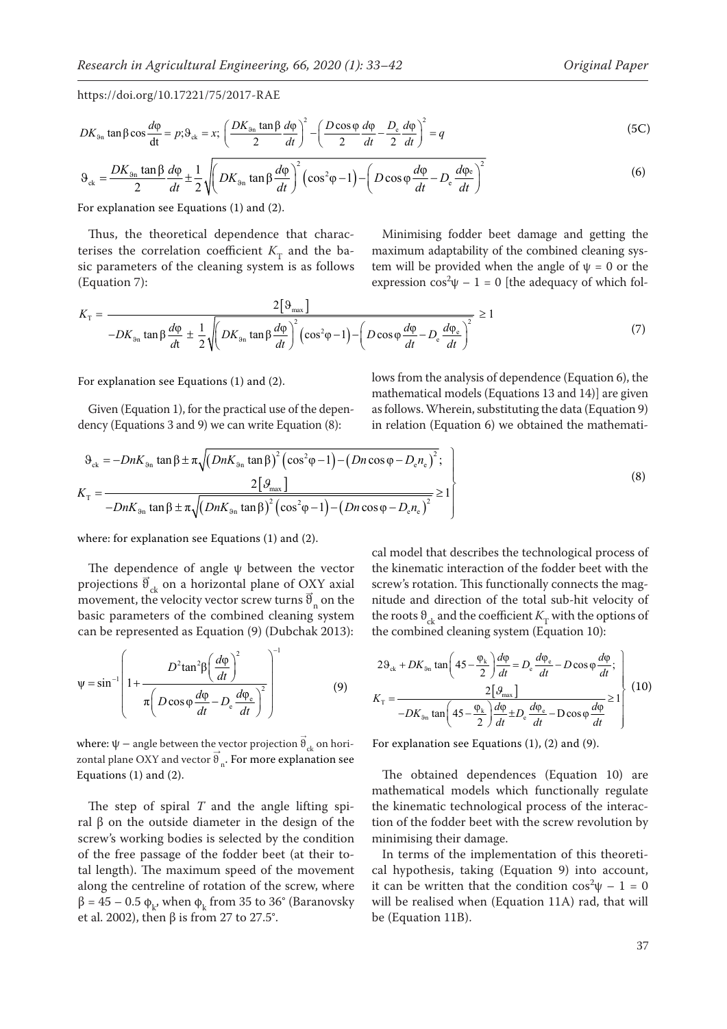https://doi.org/10.17221/75/2017-RAE

$$DK_{\vartheta n}\tan\beta\cos\frac{d\varphi}{dt} = p;\vartheta_{ck} = x;\ \left(\frac{DK_{\vartheta n}\tan\beta}{2}\frac{d\varphi}{dt}\right)^2 - \left(\frac{D\cos\varphi}{2}\frac{d\varphi}{dt} - \frac{D_e}{2}\frac{d\varphi}{dt}\right)^2 = q \tag{5C}$$

$$\vartheta_{ck} = \frac{DK_{\vartheta n}\tan\beta}{2}\frac{d\varphi}{dt} \pm \frac{1}{2}\sqrt{\left(DK_{\vartheta n}\tan\beta\frac{d\varphi}{dt}\right)^2\left(\cos^2\varphi - 1\right) - \left(D\cos\varphi\frac{d\varphi}{dt} - D_e\frac{d\varphi_e}{dt}\right)^2} \tag{6}$$

For explanation see Equations (1) and (2).

Thus, the theoretical dependence that characterises the correlation coefficient $K_T$ and the basic parameters of the cleaning system is as follows (Equation 7):

$$K_T = \frac{2\left[\vartheta_{max}\right]}{-DK_{\vartheta n}\tan\beta\frac{d\varphi}{dt} \pm \frac{1}{2}\sqrt{\left(DK_{\vartheta n}\tan\beta\frac{d\varphi}{dt}\right)^2\left(\cos^2\varphi - 1\right) - \left(D\cos\varphi\frac{d\varphi}{dt} - D_e\frac{d\varphi_e}{dt}\right)^2}} \geq 1 \tag{7}$$

For explanation see Equations (1) and (2).

Given (Equation 1), for the practical use of the dependency (Equations 3 and 9) we can write Equation (8):

$$\left.\begin{aligned} &\vartheta_{ck} = -DnK_{\vartheta n}\tan\beta \pm \pi\sqrt{\left(DnK_{\vartheta n}\tan\beta\right)^2\left(\cos^2\varphi - 1\right) - \left(Dn\cos\varphi - D_e n_e\right)^2};\\ &K_T = \frac{2\left[\vartheta_{max}\right]}{-DnK_{\vartheta n}\tan\beta \pm \pi\sqrt{\left(DnK_{\vartheta n}\tan\beta\right)^2\left(\cos^2\varphi - 1\right) - \left(Dn\cos\varphi - D_e n_e\right)^2}} \geq 1 \end{aligned}\right\} \tag{8}$$

where: for explanation see Equations (1) and (2).

The dependence of angle $\psi$ between the vector projections $\vec{\vartheta}_{ck}$ on a horizontal plane of OXY axial movement, the velocity vector screw turns $\vec{\vartheta}_n$ on the basic parameters of the combined cleaning system can be represented as Equation (9) (Dubchak 2013):

$$\psi = \sin^{-1}\left(1 + \frac{D^2\tan^2\beta\left(\frac{d\varphi}{dt}\right)^2}{\pi\left(D\cos\varphi\frac{d\varphi}{dt} - D_e\frac{d\varphi_e}{dt}\right)^2}\right)^{-1} \tag{9}$$

where: $\psi$ – angle between the vector projection $\vec{\vartheta}_{ck}$ on horizontal plane OXY and vector $\vec{\vartheta}_n$. For more explanation see Equations (1) and (2).

The step of spiral $T$ and the angle lifting spiral $\beta$ on the outside diameter in the design of the screw's working bodies is selected by the condition of the free passage of the fodder beet (at their total length). The maximum speed of the movement along the centreline of rotation of the screw, where $\beta = 45 - 0.5\ \varphi_k$, when $\varphi_k$ from 35 to 36° (Baranovsky et al. 2002), then $\beta$ is from 27 to 27.5°.

Minimising fodder beet damage and getting the maximum adaptability of the combined cleaning system will be provided when the angle of $\psi = 0$ or the expression $\cos^2\psi - 1 = 0$ [the adequacy of which follows from the analysis of dependence (Equation 6), the mathematical models (Equations 13 and 14)] are given as follows. Wherein, substituting the data (Equation 9) in relation (Equation 6) we obtained the mathematical model that describes the technological process of the kinematic interaction of the fodder beet with the screw's rotation. This functionally connects the magnitude and direction of the total sub-hit velocity of the roots $\vartheta_{ck}$ and the coefficient $K_T$ with the options of the combined cleaning system (Equation 10):

$$\left.\begin{aligned} &2\vartheta_{ck} + DK_{\vartheta n}\tan\left(45 - \frac{\varphi_k}{2}\right)\frac{d\varphi}{dt} = D_e\frac{d\varphi_e}{dt} - D\cos\varphi\frac{d\varphi}{dt};\\ &K_T = \frac{2\left[\vartheta_{max}\right]}{-DK_{\vartheta n}\tan\left(45 - \frac{\varphi_k}{2}\right)\frac{d\varphi}{dt} \pm D_e\frac{d\varphi_e}{dt} - D\cos\varphi\frac{d\varphi}{dt}} \geq 1 \end{aligned}\right\} \tag{10}$$

For explanation see Equations (1), (2) and (9).

The obtained dependences (Equation 10) are mathematical models which functionally regulate the kinematic technological process of the interaction of the fodder beet with the screw revolution by minimising their damage.

In terms of the implementation of this theoretical hypothesis, taking (Equation 9) into account, it can be written that the condition $\cos^2\psi - 1 = 0$ will be realised when (Equation 11A) rad, that will be (Equation 11B).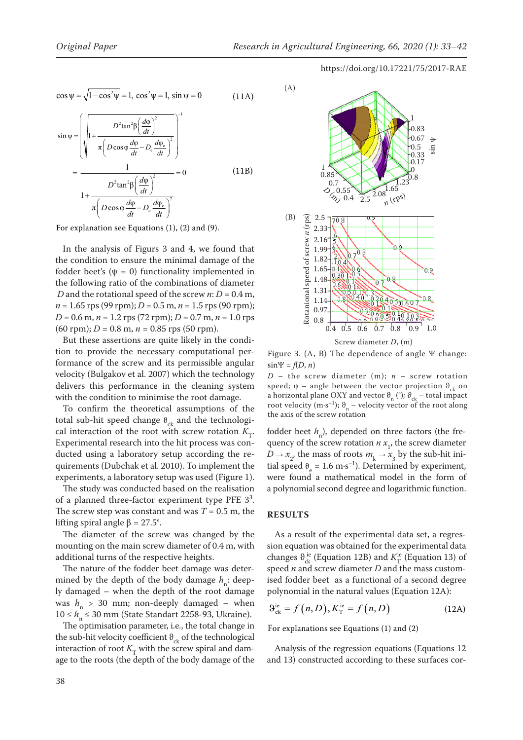$$\cos\psi = \sqrt{1-\cos^2\psi} = 1,\ \cos^2\psi = 1,\ \sin\psi = 0 \tag{11A}$$

$$\sin\psi = \left(\sqrt{1+\frac{D^2\tan^2\beta\left(\frac{d\varphi}{dt}\right)^2}{\pi\left(D\cos\varphi\frac{d\varphi}{dt}-D_e\frac{d\varphi_e}{dt}\right)^2}}\right)^{-1} = \frac{1}{1+\frac{D^2\tan^2\beta\left(\frac{d\varphi}{dt}\right)^2}{\pi\left(D\cos\varphi\frac{d\varphi}{dt}-D_e\frac{d\varphi_e}{dt}\right)^2}} = 0 \tag{11B}$$

For explanation see Equations (1), (2) and (9).

In the analysis of Figures 3 and 4, we found that the condition to ensure the minimal damage of the fodder beet's ($\psi = 0$) functionality implemented in the following ratio of the combinations of diameter $D$ and the rotational speed of the screw $n$: $D = 0.4$ m, $n = 1.65$ rps (99 rpm); $D = 0.5$ m, $n = 1.5$ rps (90 rpm); $D = 0.6$ m, $n = 1.2$ rps (72 rpm); $D = 0.7$ m, $n = 1.0$ rps (60 rpm); $D = 0.8$ m, $n = 0.85$ rps (50 rpm).

But these assertions are quite likely in the condition to provide the necessary computational performance of the screw and its permissible angular velocity (Bulgakov et al. 2007) which the technology delivers this performance in the cleaning system with the condition to minimise the root damage.

To confirm the theoretical assumptions of the total sub-hit speed change $\vartheta_{ck}$ and the technological interaction of the root with screw rotation $K_T$. Experimental research into the hit process was conducted using a laboratory setup according the requirements (Dubchak et al. 2010). To implement the experiments, a laboratory setup was used (Figure 1).

The study was conducted based on the realisation of a planned three-factor experiment type PFE $3^3$. The screw step was constant and was $T = 0.5$ m, the lifting spiral angle $\beta = 27.5°$.

The diameter of the screw was changed by the mounting on the main screw diameter of 0.4 m, with additional turns of the respective heights.

The nature of the fodder beet damage was determined by the depth of the body damage $h_n$: deeply damaged – when the depth of the root damage was $h_n > 30$ mm; non-deeply damaged – when $10 \leq h_n \leq 30$ mm (State Standart 2258-93, Ukraine).

The optimisation parameter, i.e., the total change in the sub-hit velocity coefficient $\vartheta_{ck}$ of the technological interaction of root $K_T$ with the screw spiral and damage to the roots (the depth of the body damage of the fodder beet $h_n$), depended on three factors (the frequency of the screw rotation $n\ x_1$, the screw diameter $D \rightarrow x_2$, the mass of roots $m_k \rightarrow x_3$ by the sub-hit initial speed $\vartheta_e = 1.6$ m·s$^{-1}$). Determined by experiment, were found a mathematical model in the form of a polynomial second degree and logarithmic function.

Figure 3. (A, B) The dependence of angle Ψ change: $\sin\Psi = f(D, n)$

$D$ – the screw diameter (m); $n$ – screw rotation speed; $\psi$ – angle between the vector projection $\vartheta_{ck}$ on a horizontal plane OXY and vector $\vartheta_n$ (°); $\vartheta_{ck}$ – total impact root velocity (m·s$^{-1}$); $\vartheta_n$ – velocity vector of the root along the axis of the screw rotation

## RESULTS

As a result of the experimental data set, a regression equation was obtained for the experimental data changes $\vartheta_{ck}^{ie}$ (Equation 12B) and $K_T^{ie}$ (Equation 13) of speed $n$ and screw diameter $D$ and the mass customised fodder beet as a functional of a second degree polynomial in the natural values (Equation 12A):

$$\vartheta_{ck}^{ie} = f(n, D), K_T^{ie} = f(n, D) \tag{12A}$$

For explanations see Equations (1) and (2)

Analysis of the regression equations (Equations 12 and 13) constructed according to these surfaces cor-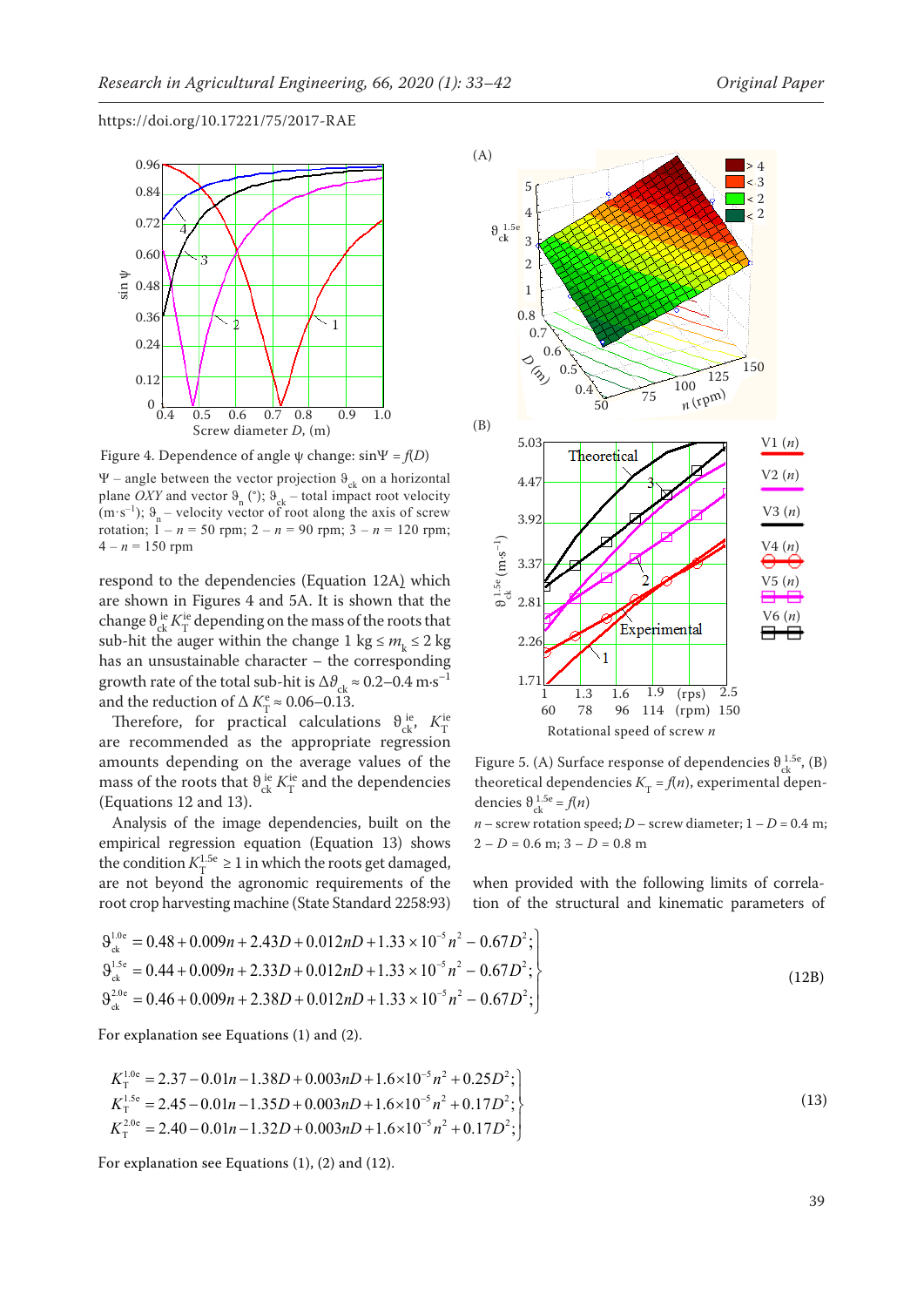Figure 4. Dependence of angle ψ change: $\sin\Psi = f(D)$

$\Psi$ – angle between the vector projection $\vartheta_{ck}$ on a horizontal plane $OXY$ and vector $\vartheta_n$ (°); $\vartheta_{ck}$ – total impact root velocity (m·s$^{-1}$); $\vartheta_n$ – velocity vector of root along the axis of screw rotation; 1 – $n$ = 50 rpm; 2 – $n$ = 90 rpm; 3 – $n$ = 120 rpm; 4 – $n$ = 150 rpm

respond to the dependencies (Equation 12A) which are shown in Figures 4 and 5A. It is shown that the change $\vartheta_{ck}^{ie} K_T^{ie}$ depending on the mass of the roots that sub-hit the auger within the change 1 kg ≤ $m_k$ ≤ 2 kg has an unsustainable character – the corresponding growth rate of the total sub-hit is $\Delta\vartheta_{ck} \approx 0.2–0.4$ m·s$^{-1}$ and the reduction of $\Delta K_T^e \approx 0.06–0.13$.

Therefore, for practical calculations $\vartheta_{ck}^{ie}$, $K_T^{ie}$ are recommended as the appropriate regression amounts depending on the average values of the mass of the roots that $\vartheta_{ck}^{ie} K_T^{ie}$ and the dependencies (Equations 12 and 13).

Analysis of the image dependencies, built on the empirical regression equation (Equation 13) shows the condition $K_T^{1.5e} \geq 1$ in which the roots get damaged, are not beyond the agronomic requirements of the root crop harvesting machine (State Standard 2258:93)

Figure 5. (A) Surface response of dependencies $\vartheta_{ck}^{1.5e}$, (B) theoretical dependencies $K_T = f(n)$, experimental dependencies $\vartheta_{ck}^{1.5e} = f(n)$

$n$ – screw rotation speed; $D$ – screw diameter; 1 – $D$ = 0.4 m; 2 – $D$ = 0.6 m; 3 – $D$ = 0.8 m

when provided with the following limits of correlation of the structural and kinematic parameters of

$$
\left.
\begin{aligned}
\vartheta_{ck}^{1.0e} &= 0.48 + 0.009n + 2.43D + 0.012nD + 1.33\times10^{-5}n^2 - 0.67D^2;\\
\vartheta_{ck}^{1.5e} &= 0.44 + 0.009n + 2.33D + 0.012nD + 1.33\times10^{-5}n^2 - 0.67D^2;\\
\vartheta_{ck}^{2.0e} &= 0.46 + 0.009n + 2.38D + 0.012nD + 1.33\times10^{-5}n^2 - 0.67D^2;
\end{aligned}
\right\} \tag{12B}
$$

For explanation see Equations (1) and (2).

$$
\left.
\begin{aligned}
K_T^{1.0e} &= 2.37 - 0.01n - 1.38D + 0.003nD + 1.6\times10^{-5}n^2 + 0.25D^2;\\
K_T^{1.5e} &= 2.45 - 0.01n - 1.35D + 0.003nD + 1.6\times10^{-5}n^2 + 0.17D^2;\\
K_T^{2.0e} &= 2.40 - 0.01n - 1.32D + 0.003nD + 1.6\times10^{-5}n^2 + 0.17D^2;
\end{aligned}
\right\} \tag{13}
$$

For explanation see Equations (1), (2) and (12).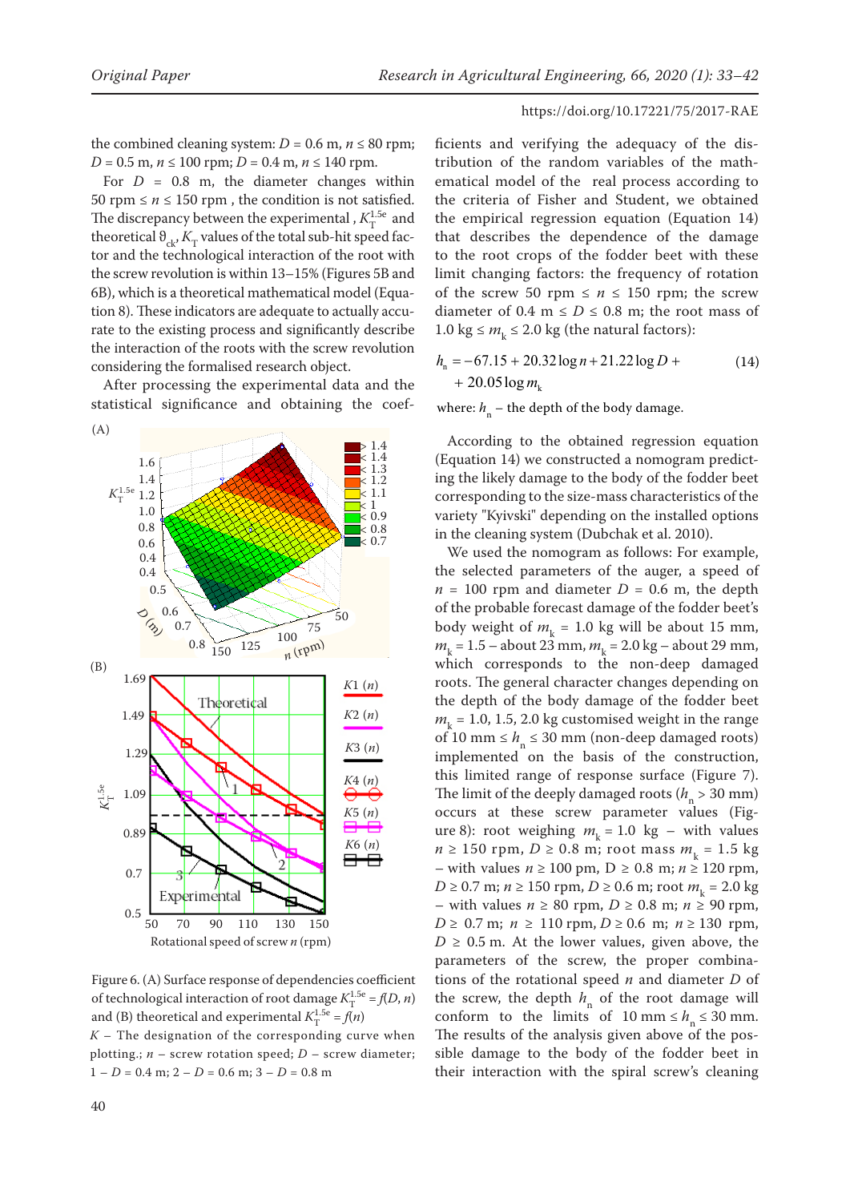the combined cleaning system: $D = 0.6$ m, $n \leq 80$ rpm; $D = 0.5$ m, $n \leq 100$ rpm; $D = 0.4$ m, $n \leq 140$ rpm.

For $D = 0.8$ m, the diameter changes within 50 rpm $\leq n \leq$ 150 rpm , the condition is not satisfied. The discrepancy between the experimental , $K_T^{1.5e}$ and theoretical $\vartheta_{ck}$, $K_T$ values of the total sub-hit speed factor and the technological interaction of the root with the screw revolution is within 13–15% (Figures 5B and 6B), which is a theoretical mathematical model (Equation 8). These indicators are adequate to actually accurate to the existing process and significantly describe the interaction of the roots with the screw revolution considering the formalised research object.

After processing the experimental data and the statistical significance and obtaining the coefficients and verifying the adequacy of the distribution of the random variables of the mathematical model of the real process according to the criteria of Fisher and Student, we obtained the empirical regression equation (Equation 14) that describes the dependence of the damage to the root crops of the fodder beet with these limit changing factors: the frequency of rotation of the screw 50 rpm $\leq n \leq$ 150 rpm; the screw diameter of 0.4 m $\leq D \leq$ 0.8 m; the root mass of 1.0 kg $\leq m_k \leq$ 2.0 kg (the natural factors):

$$h_n = -67.15 + 20.32 \log n + 21.22 \log D + 20.05 \log m_k \tag{14}$$

where: $h_n$ – the depth of the body damage.

Figure 6. (A) Surface response of dependencies coefficient of technological interaction of root damage $K_T^{1.5e} = f(D, n)$ and (B) theoretical and experimental $K_T^{1.5e} = f(n)$

$K$ – The designation of the corresponding curve when plotting.; $n$ – screw rotation speed; $D$ – screw diameter; 1 – $D = 0.4$ m; 2 – $D = 0.6$ m; 3 – $D = 0.8$ m

According to the obtained regression equation (Equation 14) we constructed a nomogram predicting the likely damage to the body of the fodder beet corresponding to the size-mass characteristics of the variety "Kyivski" depending on the installed options in the cleaning system (Dubchak et al. 2010).

We used the nomogram as follows: For example, the selected parameters of the auger, a speed of $n = 100$ rpm and diameter $D = 0.6$ m, the depth of the probable forecast damage of the fodder beet's body weight of $m_k = 1.0$ kg will be about 15 mm, $m_k = 1.5$ – about 23 mm, $m_k = 2.0$ kg – about 29 mm, which corresponds to the non-deep damaged roots. The general character changes depending on the depth of the body damage of the fodder beet $m_k = 1.0$, 1.5, 2.0 kg customised weight in the range of 10 mm $\leq h_n \leq$ 30 mm (non-deep damaged roots) implemented on the basis of the construction, this limited range of response surface (Figure 7). The limit of the deeply damaged roots ($h_n > 30$ mm) occurs at these screw parameter values (Figure 8): root weighing $m_k = 1.0$ kg – with values $n \geq 150$ rpm, $D \geq 0.8$ m; root mass $m_k = 1.5$ kg – with values $n \geq 100$ pm, $D \geq 0.8$ m; $n \geq 120$ rpm, $D \geq 0.7$ m; $n \geq 150$ rpm, $D \geq 0.6$ m; root $m_k = 2.0$ kg – with values $n \geq 80$ rpm, $D \geq 0.8$ m; $n \geq 90$ rpm, $D \geq 0.7$ m; $n \geq 110$ rpm, $D \geq 0.6$ m; $n \geq 130$ rpm, $D \geq 0.5$ m. At the lower values, given above, the parameters of the screw, the proper combinations of the rotational speed $n$ and diameter $D$ of the screw, the depth $h_n$ of the root damage will conform to the limits of 10 mm $\leq h_n \leq$ 30 mm. The results of the analysis given above of the possible damage to the body of the fodder beet in their interaction with the spiral screw's cleaning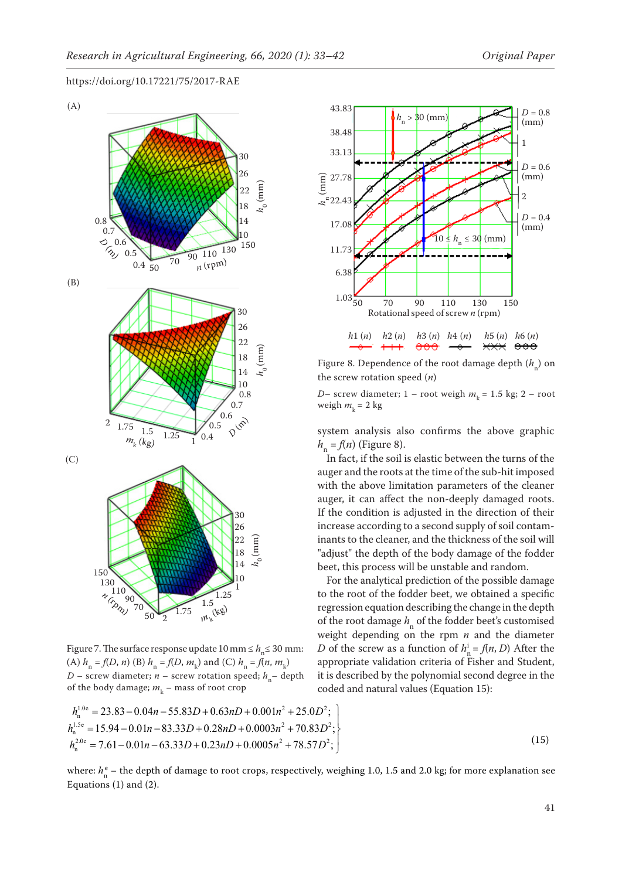Figure 7. The surface response update 10 mm ≤ $h_n$ ≤ 30 mm: (A) $h_n = f(D, n)$ (B) $h_n = f(D, m_k)$ and (C) $h_n = f(n, m_k)$
$D$ – screw diameter; $n$ – screw rotation speed; $h_n$ – depth of the body damage; $m_k$ – mass of root crop

Figure 8. Dependence of the root damage depth ($h_n$) on the screw rotation speed ($n$)

$D$ – screw diameter; 1 – root weigh $m_k$ = 1.5 kg; 2 – root weigh $m_k$ = 2 kg

system analysis also confirms the above graphic $h_n = f(n)$ (Figure 8).

In fact, if the soil is elastic between the turns of the auger and the roots at the time of the sub-hit imposed with the above limitation parameters of the cleaner auger, it can affect the non-deeply damaged roots. If the condition is adjusted in the direction of their increase according to a second supply of soil contaminants to the cleaner, and the thickness of the soil will "adjust" the depth of the body damage of the fodder beet, this process will be unstable and random.

For the analytical prediction of the possible damage to the root of the fodder beet, we obtained a specific regression equation describing the change in the depth of the root damage $h_n$ of the fodder beet's customised weight depending on the rpm $n$ and the diameter $D$ of the screw as a function of $h_n^i = f(n, D)$ After the appropriate validation criteria of Fisher and Student, it is described by the polynomial second degree in the coded and natural values (Equation 15):

$$\left.\begin{aligned} h_n^{1.0e} &= 23.83 - 0.04n - 55.83D + 0.63nD + 0.001n^2 + 25.0D^2; \\ h_n^{1.5e} &= 15.94 - 0.01n - 83.33D + 0.28nD + 0.0003n^2 + 70.83D^2; \\ h_n^{2.0e} &= 7.61 - 0.01n - 63.33D + 0.23nD + 0.0005n^2 + 78.57D^2; \end{aligned}\right\} \quad (15)$$

where: $h_n^e$ – the depth of damage to root crops, respectively, weighing 1.0, 1.5 and 2.0 kg; for more explanation see Equations (1) and (2).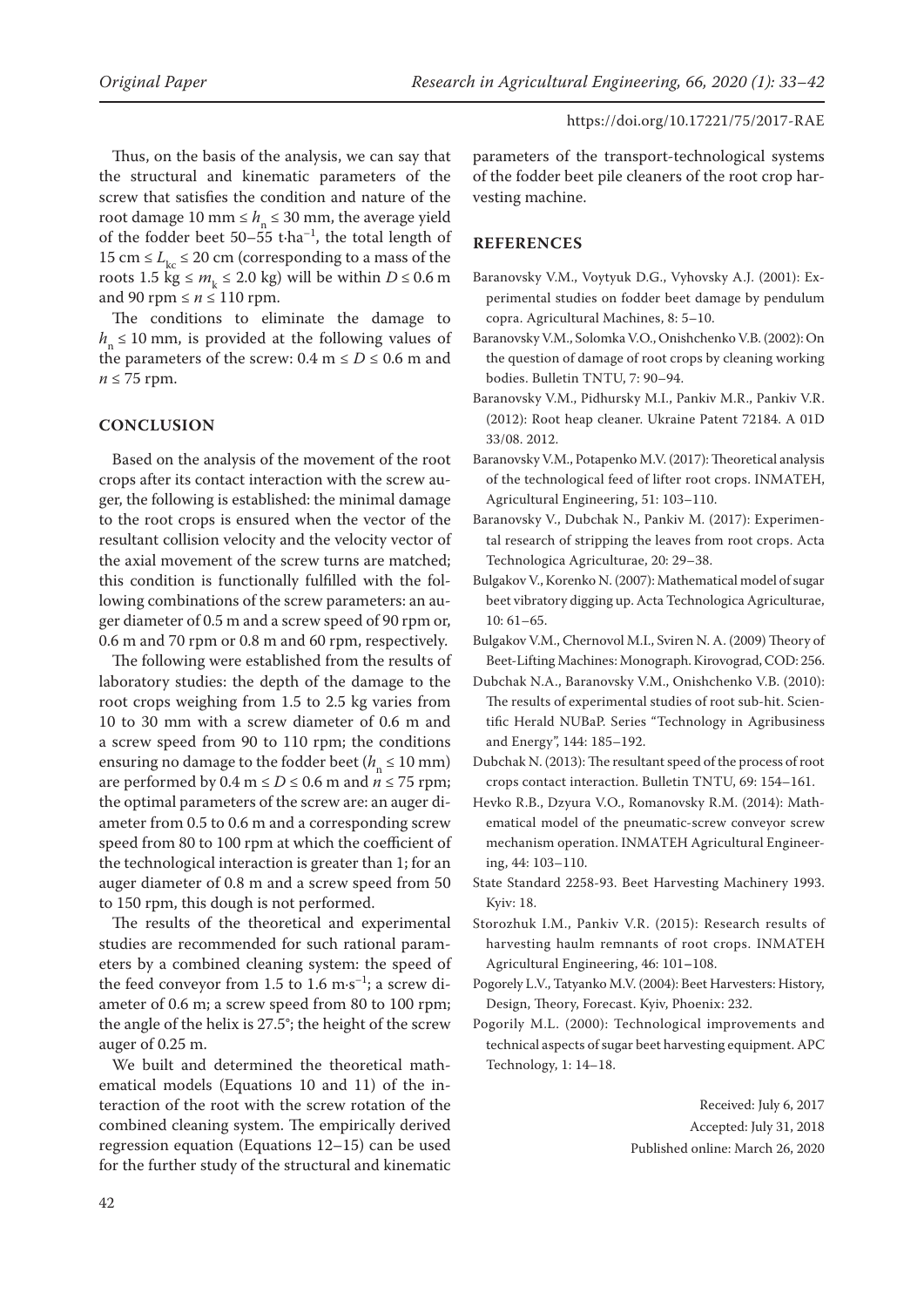Thus, on the basis of the analysis, we can say that the structural and kinematic parameters of the screw that satisfies the condition and nature of the root damage 10 mm $\leq h_n \leq$ 30 mm, the average yield of the fodder beet 50–55 t·ha$^{-1}$, the total length of 15 cm $\leq L_{kc} \leq$ 20 cm (corresponding to a mass of the roots 1.5 kg $\leq m_k \leq$ 2.0 kg) will be within $D \leq$ 0.6 m and 90 rpm $\leq n \leq$ 110 rpm.

The conditions to eliminate the damage to $h_n \leq$ 10 mm, is provided at the following values of the parameters of the screw: 0.4 m $\leq D \leq$ 0.6 m and $n \leq$ 75 rpm.

## CONCLUSION

Based on the analysis of the movement of the root crops after its contact interaction with the screw auger, the following is established: the minimal damage to the root crops is ensured when the vector of the resultant collision velocity and the velocity vector of the axial movement of the screw turns are matched; this condition is functionally fulfilled with the following combinations of the screw parameters: an auger diameter of 0.5 m and a screw speed of 90 rpm or, 0.6 m and 70 rpm or 0.8 m and 60 rpm, respectively.

The following were established from the results of laboratory studies: the depth of the damage to the root crops weighing from 1.5 to 2.5 kg varies from 10 to 30 mm with a screw diameter of 0.6 m and a screw speed from 90 to 110 rpm; the conditions ensuring no damage to the fodder beet ($h_n \leq$ 10 mm) are performed by 0.4 m $\leq D \leq$ 0.6 m and $n \leq$ 75 rpm; the optimal parameters of the screw are: an auger diameter from 0.5 to 0.6 m and a corresponding screw speed from 80 to 100 rpm at which the coefficient of the technological interaction is greater than 1; for an auger diameter of 0.8 m and a screw speed from 50 to 150 rpm, this dough is not performed.

The results of the theoretical and experimental studies are recommended for such rational parameters by a combined cleaning system: the speed of the feed conveyor from 1.5 to 1.6 m·s$^{-1}$; a screw diameter of 0.6 m; a screw speed from 80 to 100 rpm; the angle of the helix is 27.5°; the height of the screw auger of 0.25 m.

We built and determined the theoretical mathematical models (Equations 10 and 11) of the interaction of the root with the screw rotation of the combined cleaning system. The empirically derived regression equation (Equations 12–15) can be used for the further study of the structural and kinematic parameters of the transport-technological systems of the fodder beet pile cleaners of the root crop harvesting machine.

## REFERENCES

Baranovsky V.M., Voytyuk D.G., Vyhovsky A.J. (2001): Experimental studies on fodder beet damage by pendulum copra. Agricultural Machines, 8: 5–10.

Baranovsky V.M., Solomka V.O., Onishchenko V.B. (2002): On the question of damage of root crops by cleaning working bodies. Bulletin TNTU, 7: 90–94.

Baranovsky V.M., Pidhursky M.I., Pankiv M.R., Pankiv V.R. (2012): Root heap cleaner. Ukraine Patent 72184. A 01D 33/08. 2012.

Baranovsky V.M., Potapenko M.V. (2017): Theoretical analysis of the technological feed of lifter root crops. INMATEH, Agricultural Engineering, 51: 103–110.

Baranovsky V., Dubchak N., Pankiv M. (2017): Experimental research of stripping the leaves from root crops. Acta Technologica Agriculturae, 20: 29–38.

Bulgakov V., Korenko N. (2007): Mathematical model of sugar beet vibratory digging up. Acta Technologica Agriculturae, 10: 61–65.

Bulgakov V.M., Chernovol M.I., Sviren N. A. (2009) Theory of Beet-Lifting Machines: Monograph. Kirovograd, COD: 256.

Dubchak N.A., Baranovsky V.M., Onishchenko V.B. (2010): The results of experimental studies of root sub-hit. Scientific Herald NUBaP. Series "Technology in Agribusiness and Energy", 144: 185–192.

Dubchak N. (2013): The resultant speed of the process of root crops contact interaction. Bulletin TNTU, 69: 154–161.

Hevko R.B., Dzyura V.O., Romanovsky R.M. (2014): Mathematical model of the pneumatic-screw conveyor screw mechanism operation. INMATEH Agricultural Engineering, 44: 103–110.

State Standard 2258-93. Beet Harvesting Machinery 1993. Kyiv: 18.

Storozhuk I.M., Pankiv V.R. (2015): Research results of harvesting haulm remnants of root crops. INMATEH Agricultural Engineering, 46: 101–108.

Pogorely L.V., Tatyanko M.V. (2004): Beet Harvesters: History, Design, Theory, Forecast. Kyiv, Phoenix: 232.

Pogorily M.L. (2000): Technological improvements and technical aspects of sugar beet harvesting equipment. APC Technology, 1: 14–18.

Received: July 6, 2017
Accepted: July 31, 2018
Published online: March 26, 2020